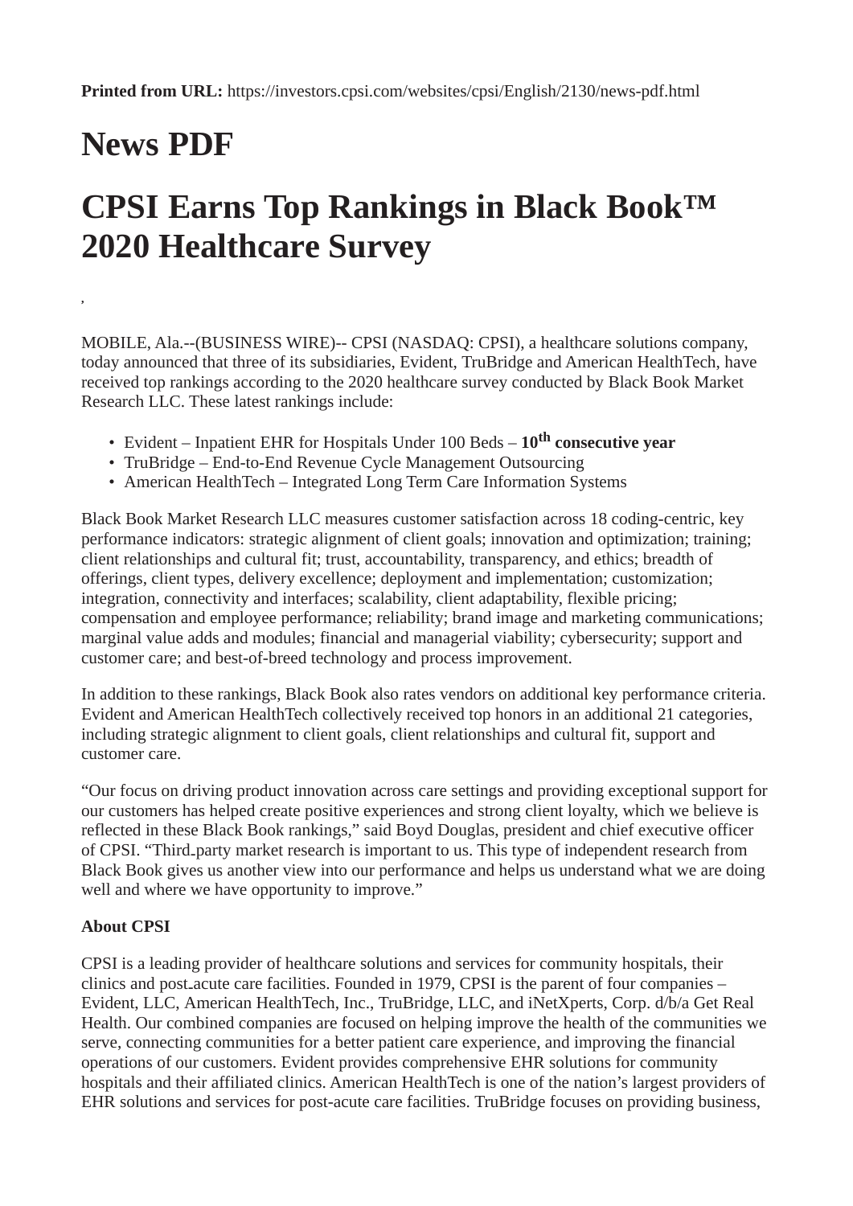**Printed from URL:** https://investors.cpsi.com/websites/cpsi/English/2130/news-pdf.html

# News PDF

# CPSI Earns Top Rankings in Black Book™ 2020 Healthcare Survey

,

MOBILE, Ala.--(BUSINESS WIRE)-- CPSI (NASDAQ: CPSI), a healthcare solutions company, today announced that three of its subsidiaries, Evident, TruBridge and American HealthTech, have received top rankings according to the 2020 healthcare survey conducted by Black Book Market Research LLC. These latest rankings include:

- Evident – Inpatient EHR for Hospitals Under 100 Beds – **10th consecutive year**
- TruBridge – End-to-End Revenue Cycle Management Outsourcing
- American HealthTech – Integrated Long Term Care Information Systems

Black Book Market Research LLC measures customer satisfaction across 18 coding-centric, key performance indicators: strategic alignment of client goals; innovation and optimization; training; client relationships and cultural fit; trust, accountability, transparency, and ethics; breadth of offerings, client types, delivery excellence; deployment and implementation; customization; integration, connectivity and interfaces; scalability, client adaptability, flexible pricing; compensation and employee performance; reliability; brand image and marketing communications; marginal value adds and modules; financial and managerial viability; cybersecurity; support and customer care; and best-of-breed technology and process improvement.

In addition to these rankings, Black Book also rates vendors on additional key performance criteria. Evident and American HealthTech collectively received top honors in an additional 21 categories, including strategic alignment to client goals, client relationships and cultural fit, support and customer care.

“Our focus on driving product innovation across care settings and providing exceptional support for our customers has helped create positive experiences and strong client loyalty, which we believe is reflected in these Black Book rankings,” said Boyd Douglas, president and chief executive officer of CPSI. “Third-party market research is important to us. This type of independent research from Black Book gives us another view into our performance and helps us understand what we are doing well and where we have opportunity to improve.”

**About CPSI**

CPSI is a leading provider of healthcare solutions and services for community hospitals, their clinics and post-acute care facilities. Founded in 1979, CPSI is the parent of four companies – Evident, LLC, American HealthTech, Inc., TruBridge, LLC, and iNetXperts, Corp. d/b/a Get Real Health. Our combined companies are focused on helping improve the health of the communities we serve, connecting communities for a better patient care experience, and improving the financial operations of our customers. Evident provides comprehensive EHR solutions for community hospitals and their affiliated clinics. American HealthTech is one of the nation’s largest providers of EHR solutions and services for post-acute care facilities. TruBridge focuses on providing business,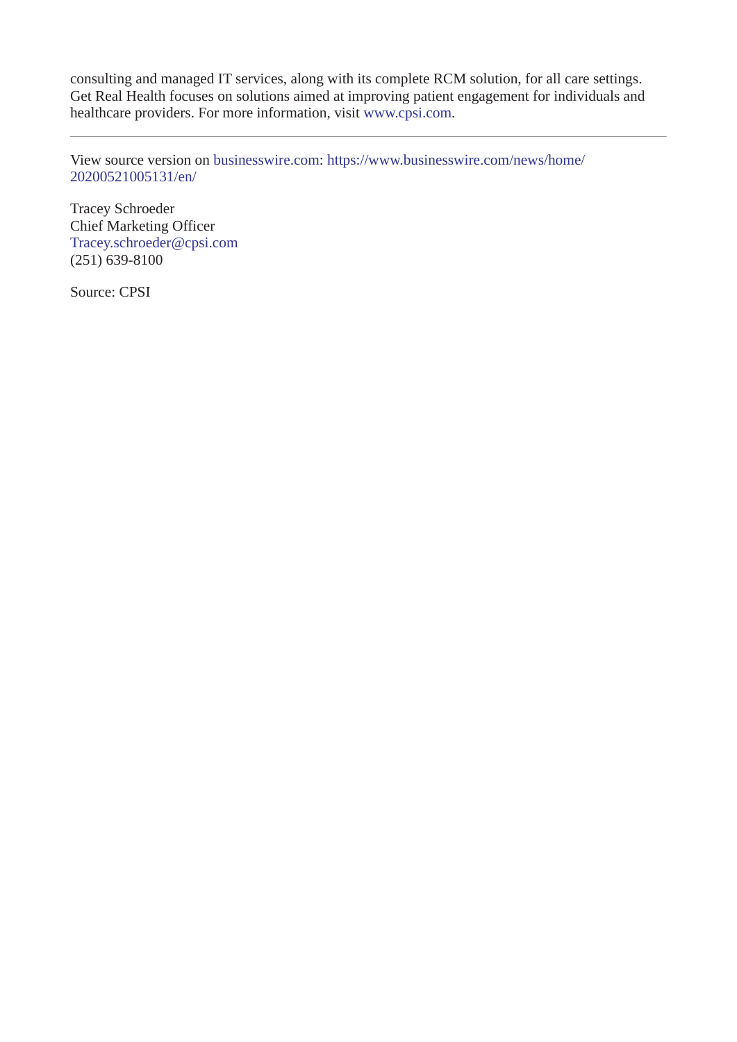consulting and managed IT services, along with its complete RCM solution, for all care settings. Get Real Health focuses on solutions aimed at improving patient engagement for individuals and healthcare providers. For more information, visit www.cpsi.com.

---

View source version on businesswire.com: https://www.businesswire.com/news/home/20200521005131/en/

Tracey Schroeder
Chief Marketing Officer
Tracey.schroeder@cpsi.com
(251) 639-8100

Source: CPSI